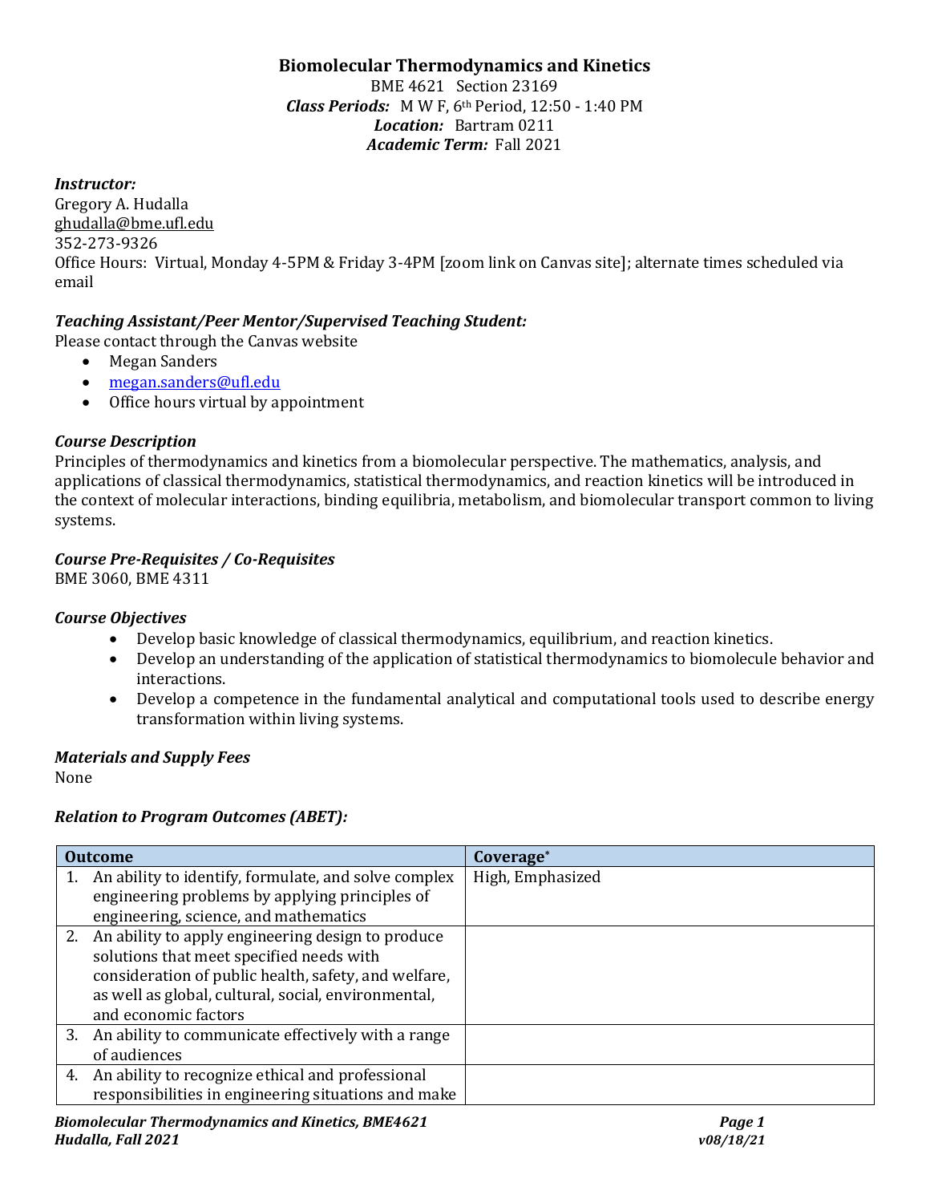# Biomolecular Thermodynamics and Kinetics

BME 4621 Section 23169
***Class Periods:*** M W F, 6th Period, 12:50 - 1:40 PM
***Location:*** Bartram 0211
***Academic Term:*** Fall 2021

***Instructor:***
Gregory A. Hudalla
ghudalla@bme.ufl.edu
352-273-9326
Office Hours: Virtual, Monday 4-5PM & Friday 3-4PM [zoom link on Canvas site]; alternate times scheduled via email

***Teaching Assistant/Peer Mentor/Supervised Teaching Student:***
Please contact through the Canvas website

- Megan Sanders
- megan.sanders@ufl.edu
- Office hours virtual by appointment

***Course Description***
Principles of thermodynamics and kinetics from a biomolecular perspective. The mathematics, analysis, and applications of classical thermodynamics, statistical thermodynamics, and reaction kinetics will be introduced in the context of molecular interactions, binding equilibria, metabolism, and biomolecular transport common to living systems.

***Course Pre-Requisites / Co-Requisites***
BME 3060, BME 4311

***Course Objectives***

- Develop basic knowledge of classical thermodynamics, equilibrium, and reaction kinetics.
- Develop an understanding of the application of statistical thermodynamics to biomolecule behavior and interactions.
- Develop a competence in the fundamental analytical and computational tools used to describe energy transformation within living systems.

***Materials and Supply Fees***
None

***Relation to Program Outcomes (ABET):***

| Outcome | Coverage* |
|---|---|
| 1. An ability to identify, formulate, and solve complex engineering problems by applying principles of engineering, science, and mathematics | High, Emphasized |
| 2. An ability to apply engineering design to produce solutions that meet specified needs with consideration of public health, safety, and welfare, as well as global, cultural, social, environmental, and economic factors | |
| 3. An ability to communicate effectively with a range of audiences | |
| 4. An ability to recognize ethical and professional responsibilities in engineering situations and make | |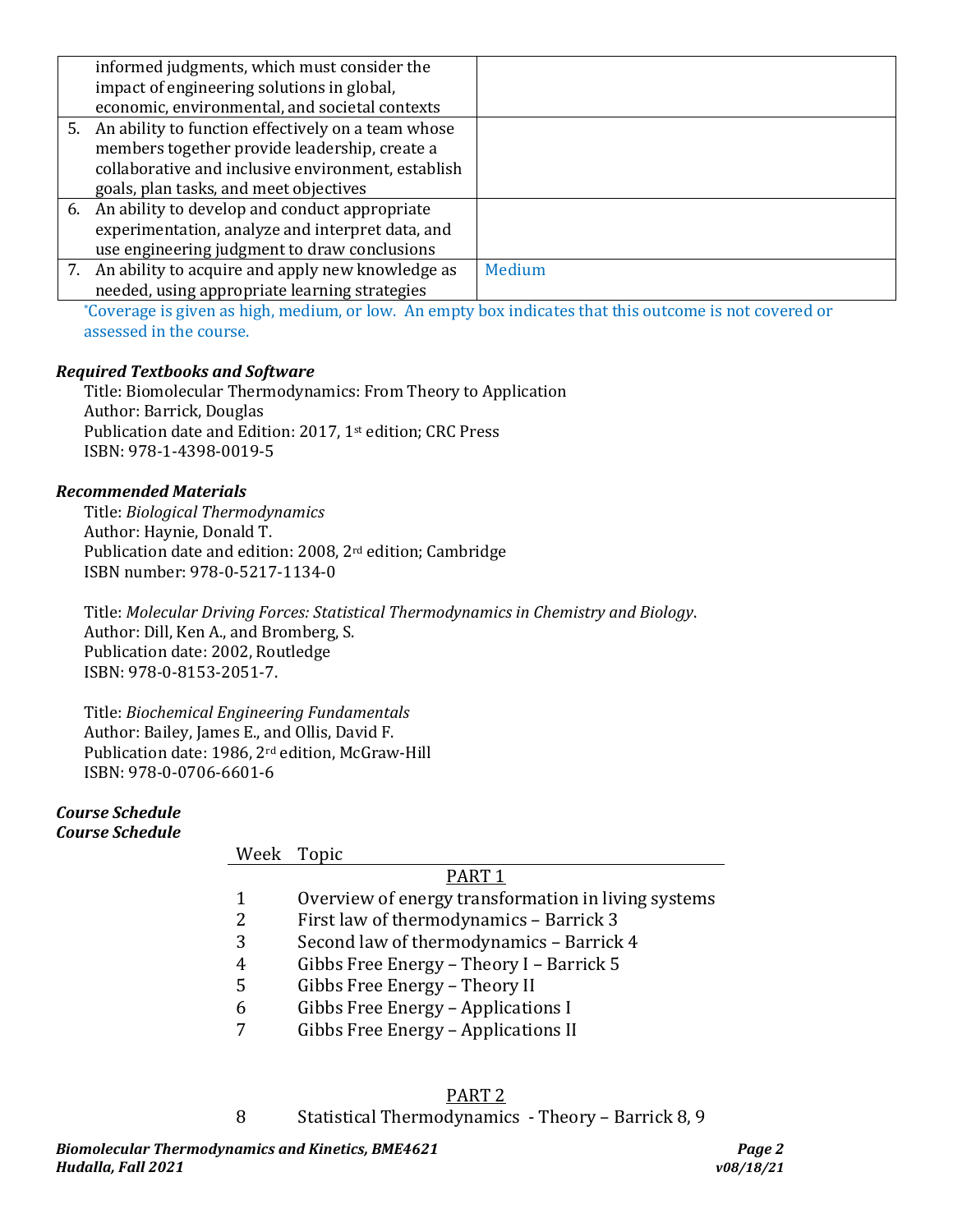| | |
|---|---|
| informed judgments, which must consider the impact of engineering solutions in global, economic, environmental, and societal contexts | |
| 5. An ability to function effectively on a team whose members together provide leadership, create a collaborative and inclusive environment, establish goals, plan tasks, and meet objectives | |
| 6. An ability to develop and conduct appropriate experimentation, analyze and interpret data, and use engineering judgment to draw conclusions | |
| 7. An ability to acquire and apply new knowledge as needed, using appropriate learning strategies | Medium |

*Coverage is given as high, medium, or low. An empty box indicates that this outcome is not covered or assessed in the course.

### *Required Textbooks and Software*

Title: Biomolecular Thermodynamics: From Theory to Application
Author: Barrick, Douglas
Publication date and Edition: 2017, 1st edition; CRC Press
ISBN: 978-1-4398-0019-5

### *Recommended Materials*

Title: *Biological Thermodynamics*
Author: Haynie, Donald T.
Publication date and edition: 2008, 2rd edition; Cambridge
ISBN number: 978-0-5217-1134-0

Title: *Molecular Driving Forces: Statistical Thermodynamics in Chemistry and Biology*.
Author: Dill, Ken A., and Bromberg, S.
Publication date: 2002, Routledge
ISBN: 978-0-8153-2051-7.

Title: *Biochemical Engineering Fundamentals*
Author: Bailey, James E., and Ollis, David F.
Publication date: 1986, 2rd edition, McGraw-Hill
ISBN: 978-0-0706-6601-6

### *Course Schedule*
### *Course Schedule*

| Week | Topic |
|---|---|
| | PART 1 |
| 1 | Overview of energy transformation in living systems |
| 2 | First law of thermodynamics – Barrick 3 |
| 3 | Second law of thermodynamics – Barrick 4 |
| 4 | Gibbs Free Energy – Theory I – Barrick 5 |
| 5 | Gibbs Free Energy – Theory II |
| 6 | Gibbs Free Energy – Applications I |
| 7 | Gibbs Free Energy – Applications II |
| | PART 2 |
| 8 | Statistical Thermodynamics - Theory – Barrick 8, 9 |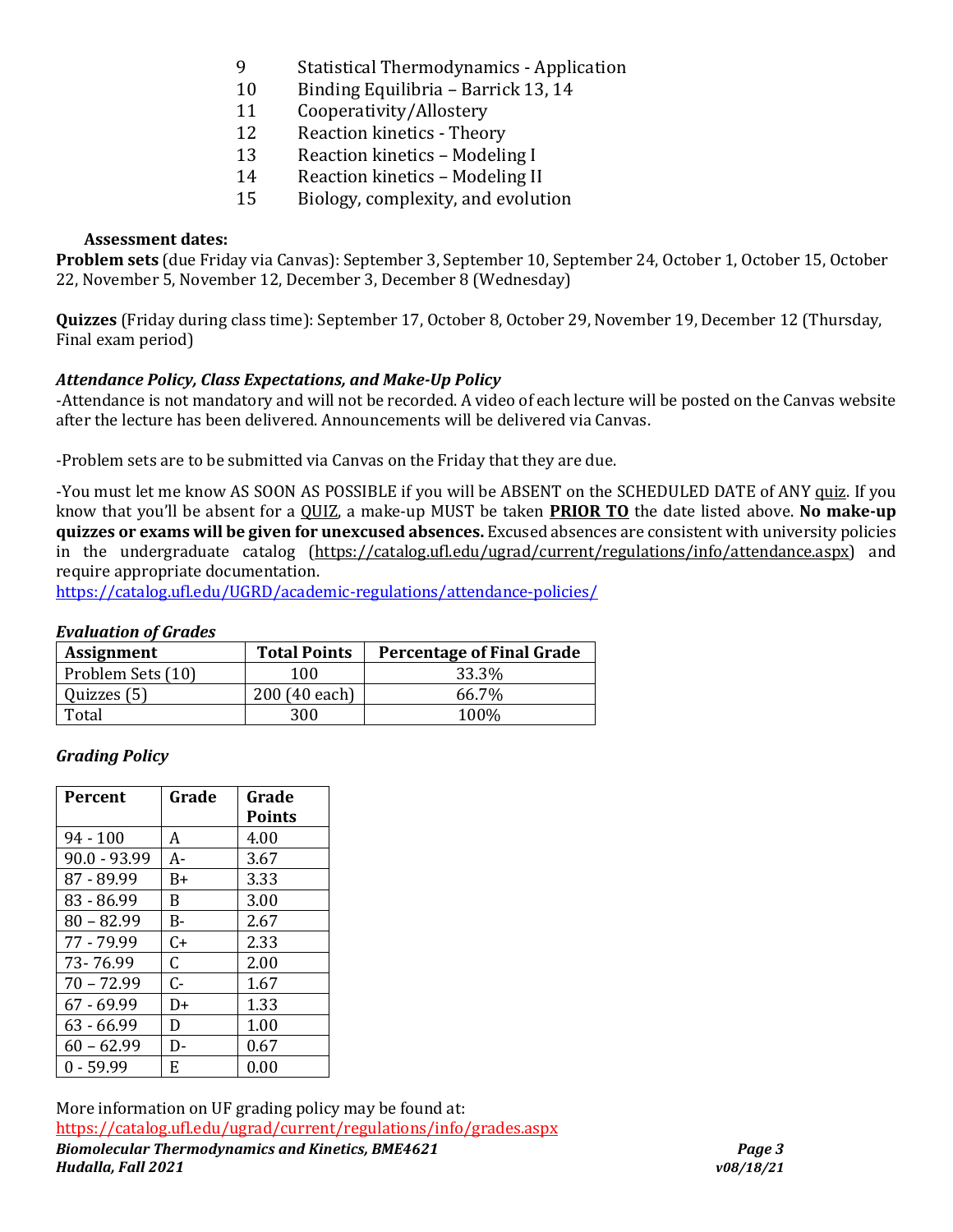9 Statistical Thermodynamics - Application
10 Binding Equilibria – Barrick 13, 14
11 Cooperativity/Allostery
12 Reaction kinetics - Theory
13 Reaction kinetics – Modeling I
14 Reaction kinetics – Modeling II
15 Biology, complexity, and evolution

**Assessment dates:**

**Problem sets** (due Friday via Canvas): September 3, September 10, September 24, October 1, October 15, October 22, November 5, November 12, December 3, December 8 (Wednesday)

**Quizzes** (Friday during class time): September 17, October 8, October 29, November 19, December 12 (Thursday, Final exam period)

### *Attendance Policy, Class Expectations, and Make-Up Policy*

-Attendance is not mandatory and will not be recorded. A video of each lecture will be posted on the Canvas website after the lecture has been delivered. Announcements will be delivered via Canvas.

-Problem sets are to be submitted via Canvas on the Friday that they are due.

-You must let me know AS SOON AS POSSIBLE if you will be ABSENT on the SCHEDULED DATE of ANY quiz. If you know that you'll be absent for a QUIZ, a make-up MUST be taken **PRIOR TO** the date listed above. **No make-up quizzes or exams will be given for unexcused absences.** Excused absences are consistent with university policies in the undergraduate catalog (https://catalog.ufl.edu/ugrad/current/regulations/info/attendance.aspx) and require appropriate documentation.
https://catalog.ufl.edu/UGRD/academic-regulations/attendance-policies/

### *Evaluation of Grades*

| Assignment | Total Points | Percentage of Final Grade |
|---|---|---|
| Problem Sets (10) | 100 | 33.3% |
| Quizzes (5) | 200 (40 each) | 66.7% |
| Total | 300 | 100% |

### *Grading Policy*

| Percent | Grade | Grade Points |
|---|---|---|
| 94 - 100 | A | 4.00 |
| 90.0 - 93.99 | A- | 3.67 |
| 87 - 89.99 | B+ | 3.33 |
| 83 - 86.99 | B | 3.00 |
| 80 – 82.99 | B- | 2.67 |
| 77 - 79.99 | C+ | 2.33 |
| 73- 76.99 | C | 2.00 |
| 70 – 72.99 | C- | 1.67 |
| 67 - 69.99 | D+ | 1.33 |
| 63 - 66.99 | D | 1.00 |
| 60 – 62.99 | D- | 0.67 |
| 0 - 59.99 | E | 0.00 |

More information on UF grading policy may be found at:
https://catalog.ufl.edu/ugrad/current/regulations/info/grades.aspx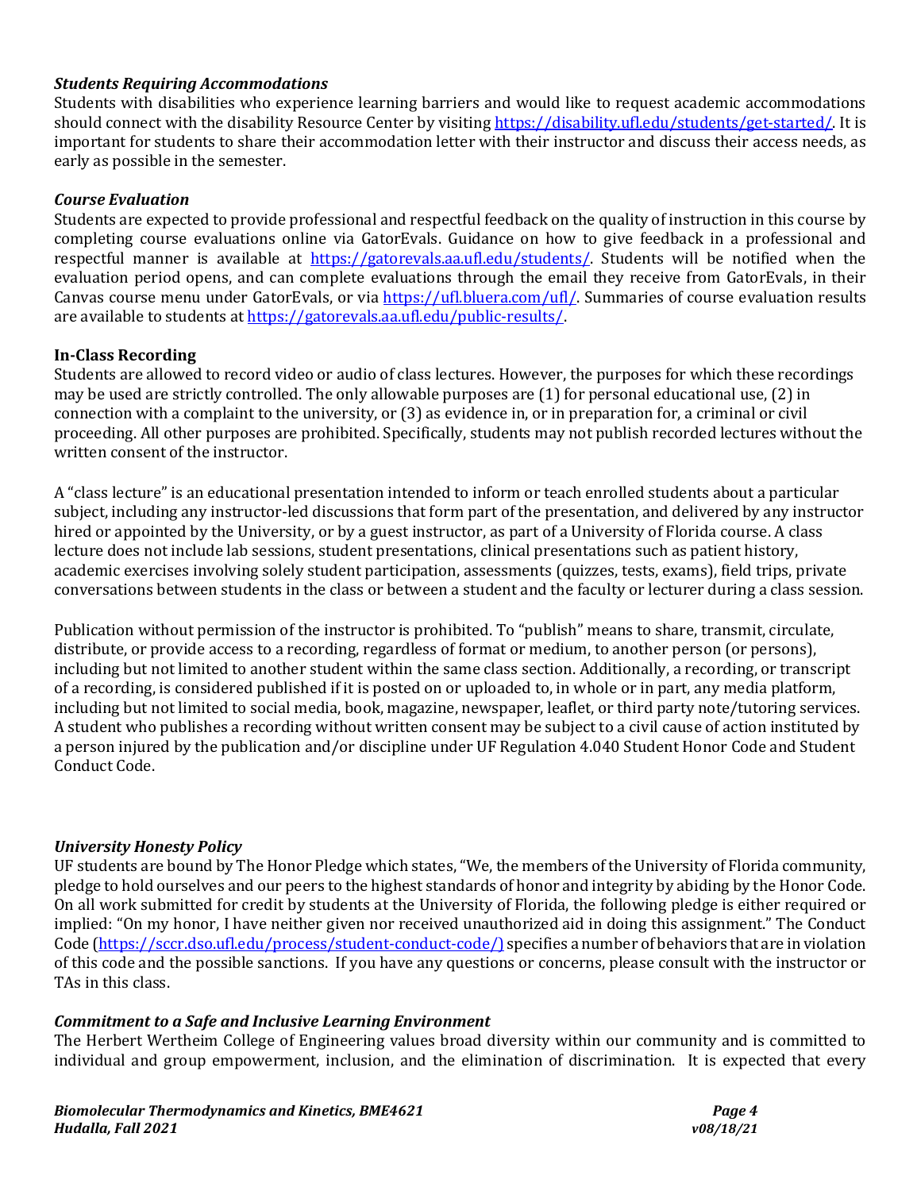### *Students Requiring Accommodations*

Students with disabilities who experience learning barriers and would like to request academic accommodations should connect with the disability Resource Center by visiting https://disability.ufl.edu/students/get-started/. It is important for students to share their accommodation letter with their instructor and discuss their access needs, as early as possible in the semester.

### *Course Evaluation*

Students are expected to provide professional and respectful feedback on the quality of instruction in this course by completing course evaluations online via GatorEvals. Guidance on how to give feedback in a professional and respectful manner is available at https://gatorevals.aa.ufl.edu/students/. Students will be notified when the evaluation period opens, and can complete evaluations through the email they receive from GatorEvals, in their Canvas course menu under GatorEvals, or via https://ufl.bluera.com/ufl/. Summaries of course evaluation results are available to students at https://gatorevals.aa.ufl.edu/public-results/.

### In-Class Recording

Students are allowed to record video or audio of class lectures. However, the purposes for which these recordings may be used are strictly controlled. The only allowable purposes are (1) for personal educational use, (2) in connection with a complaint to the university, or (3) as evidence in, or in preparation for, a criminal or civil proceeding. All other purposes are prohibited. Specifically, students may not publish recorded lectures without the written consent of the instructor.

A "class lecture" is an educational presentation intended to inform or teach enrolled students about a particular subject, including any instructor-led discussions that form part of the presentation, and delivered by any instructor hired or appointed by the University, or by a guest instructor, as part of a University of Florida course. A class lecture does not include lab sessions, student presentations, clinical presentations such as patient history, academic exercises involving solely student participation, assessments (quizzes, tests, exams), field trips, private conversations between students in the class or between a student and the faculty or lecturer during a class session.

Publication without permission of the instructor is prohibited. To "publish" means to share, transmit, circulate, distribute, or provide access to a recording, regardless of format or medium, to another person (or persons), including but not limited to another student within the same class section. Additionally, a recording, or transcript of a recording, is considered published if it is posted on or uploaded to, in whole or in part, any media platform, including but not limited to social media, book, magazine, newspaper, leaflet, or third party note/tutoring services. A student who publishes a recording without written consent may be subject to a civil cause of action instituted by a person injured by the publication and/or discipline under UF Regulation 4.040 Student Honor Code and Student Conduct Code.

### *University Honesty Policy*

UF students are bound by The Honor Pledge which states, "We, the members of the University of Florida community, pledge to hold ourselves and our peers to the highest standards of honor and integrity by abiding by the Honor Code. On all work submitted for credit by students at the University of Florida, the following pledge is either required or implied: "On my honor, I have neither given nor received unauthorized aid in doing this assignment." The Conduct Code (https://sccr.dso.ufl.edu/process/student-conduct-code/) specifies a number of behaviors that are in violation of this code and the possible sanctions. If you have any questions or concerns, please consult with the instructor or TAs in this class.

### *Commitment to a Safe and Inclusive Learning Environment*

The Herbert Wertheim College of Engineering values broad diversity within our community and is committed to individual and group empowerment, inclusion, and the elimination of discrimination. It is expected that every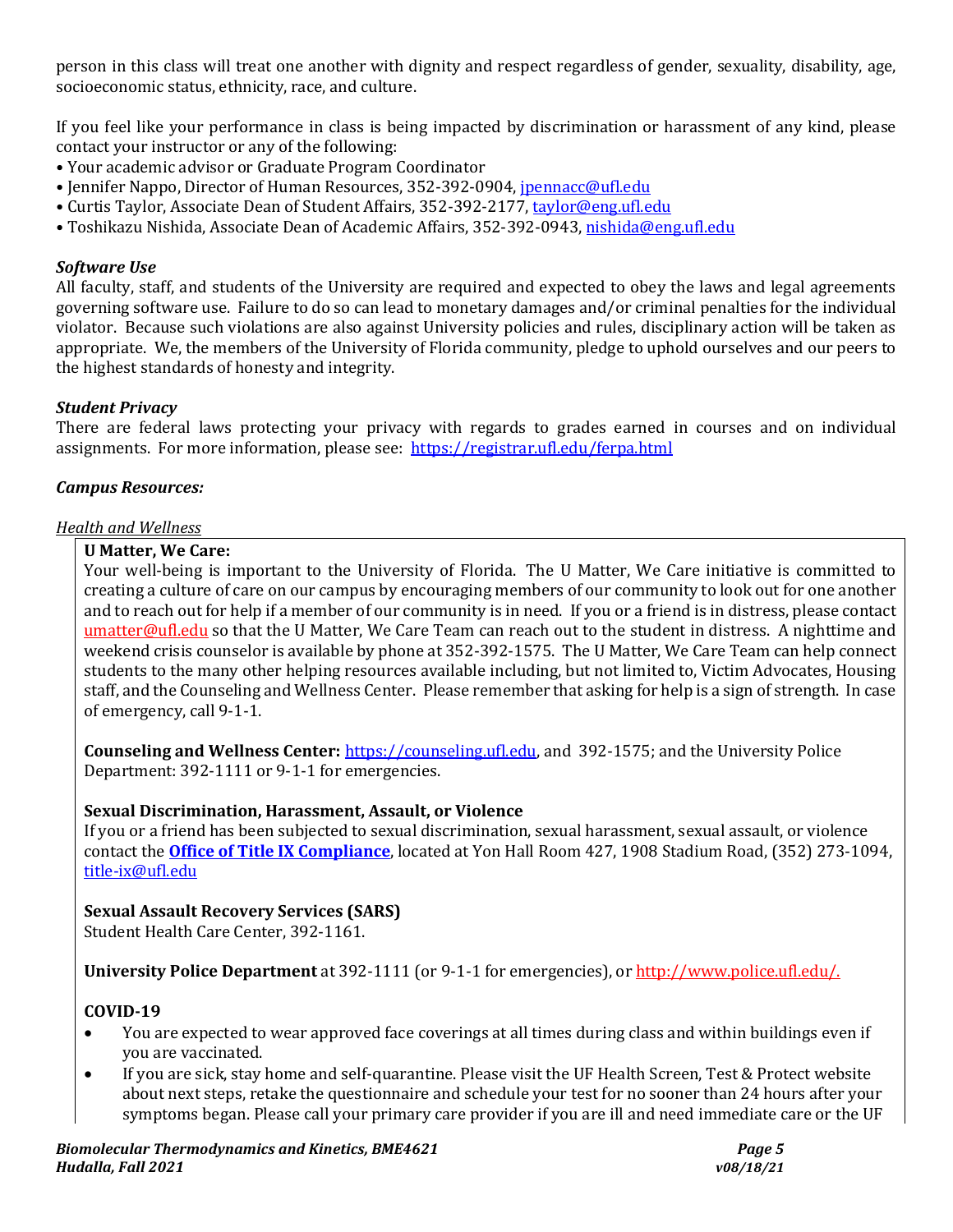person in this class will treat one another with dignity and respect regardless of gender, sexuality, disability, age, socioeconomic status, ethnicity, race, and culture.

If you feel like your performance in class is being impacted by discrimination or harassment of any kind, please contact your instructor or any of the following:

- Your academic advisor or Graduate Program Coordinator
- Jennifer Nappo, Director of Human Resources, 352-392-0904, jpennacc@ufl.edu
- Curtis Taylor, Associate Dean of Student Affairs, 352-392-2177, taylor@eng.ufl.edu
- Toshikazu Nishida, Associate Dean of Academic Affairs, 352-392-0943, nishida@eng.ufl.edu

***Software Use***

All faculty, staff, and students of the University are required and expected to obey the laws and legal agreements governing software use. Failure to do so can lead to monetary damages and/or criminal penalties for the individual violator. Because such violations are also against University policies and rules, disciplinary action will be taken as appropriate. We, the members of the University of Florida community, pledge to uphold ourselves and our peers to the highest standards of honesty and integrity.

***Student Privacy***

There are federal laws protecting your privacy with regards to grades earned in courses and on individual assignments. For more information, please see: https://registrar.ufl.edu/ferpa.html

***Campus Resources:***

*Health and Wellness*

**U Matter, We Care:**
Your well-being is important to the University of Florida. The U Matter, We Care initiative is committed to creating a culture of care on our campus by encouraging members of our community to look out for one another and to reach out for help if a member of our community is in need. If you or a friend is in distress, please contact umatter@ufl.edu so that the U Matter, We Care Team can reach out to the student in distress. A nighttime and weekend crisis counselor is available by phone at 352-392-1575. The U Matter, We Care Team can help connect students to the many other helping resources available including, but not limited to, Victim Advocates, Housing staff, and the Counseling and Wellness Center. Please remember that asking for help is a sign of strength. In case of emergency, call 9-1-1.

**Counseling and Wellness Center:** https://counseling.ufl.edu, and 392-1575; and the University Police Department: 392-1111 or 9-1-1 for emergencies.

**Sexual Discrimination, Harassment, Assault, or Violence**
If you or a friend has been subjected to sexual discrimination, sexual harassment, sexual assault, or violence contact the **Office of Title IX Compliance**, located at Yon Hall Room 427, 1908 Stadium Road, (352) 273-1094, title-ix@ufl.edu

**Sexual Assault Recovery Services (SARS)**
Student Health Care Center, 392-1161.

**University Police Department** at 392-1111 (or 9-1-1 for emergencies), or http://www.police.ufl.edu/.

**COVID-19**

- You are expected to wear approved face coverings at all times during class and within buildings even if you are vaccinated.
- If you are sick, stay home and self-quarantine. Please visit the UF Health Screen, Test & Protect website about next steps, retake the questionnaire and schedule your test for no sooner than 24 hours after your symptoms began. Please call your primary care provider if you are ill and need immediate care or the UF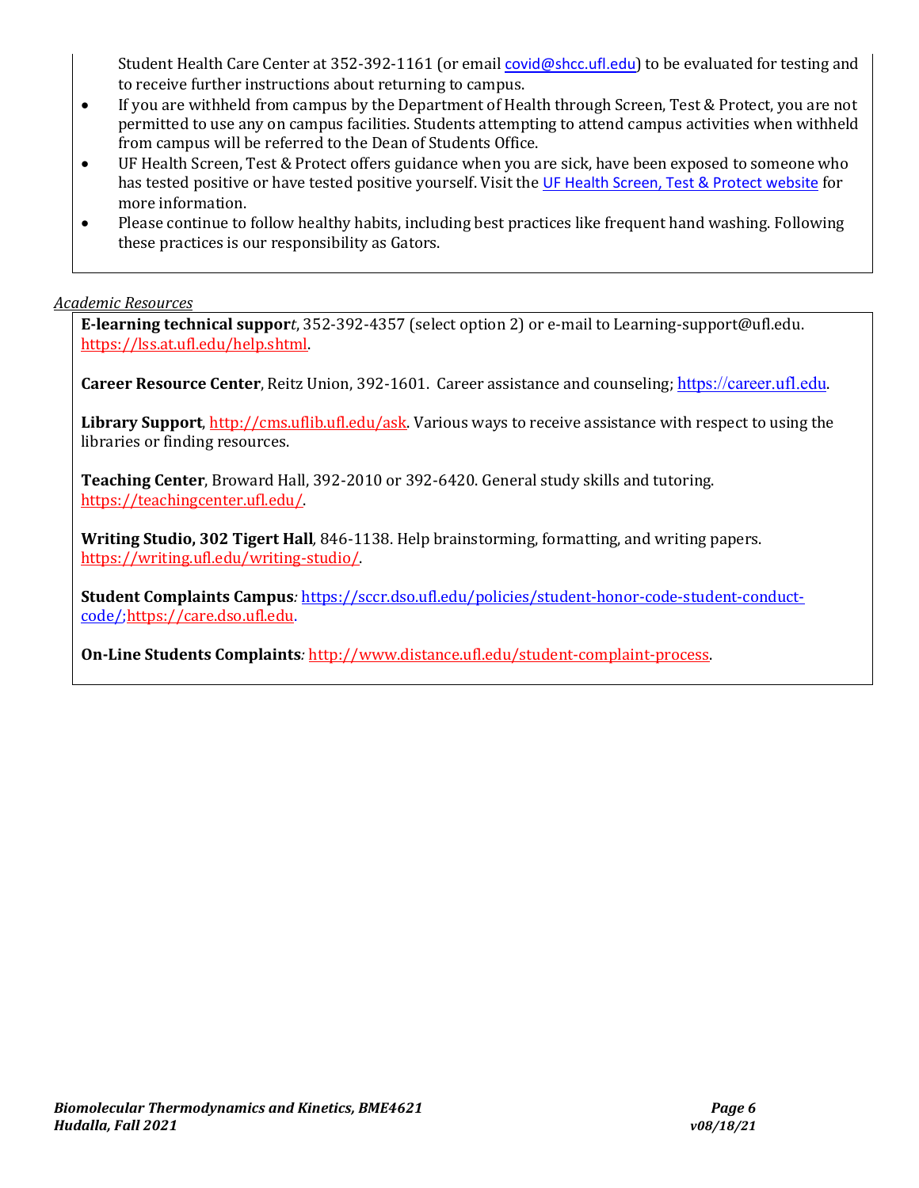Student Health Care Center at 352-392-1161 (or email covid@shcc.ufl.edu) to be evaluated for testing and to receive further instructions about returning to campus.

- If you are withheld from campus by the Department of Health through Screen, Test & Protect, you are not permitted to use any on campus facilities. Students attempting to attend campus activities when withheld from campus will be referred to the Dean of Students Office.
- UF Health Screen, Test & Protect offers guidance when you are sick, have been exposed to someone who has tested positive or have tested positive yourself. Visit the UF Health Screen, Test & Protect website for more information.
- Please continue to follow healthy habits, including best practices like frequent hand washing. Following these practices is our responsibility as Gators.

*Academic Resources*

**E-learning technical support**, 352-392-4357 (select option 2) or e-mail to Learning-support@ufl.edu. https://lss.at.ufl.edu/help.shtml.

**Career Resource Center**, Reitz Union, 392-1601. Career assistance and counseling; https://career.ufl.edu.

**Library Support**, http://cms.uflib.ufl.edu/ask. Various ways to receive assistance with respect to using the libraries or finding resources.

**Teaching Center**, Broward Hall, 392-2010 or 392-6420. General study skills and tutoring. https://teachingcenter.ufl.edu/.

**Writing Studio, 302 Tigert Hall**, 846-1138. Help brainstorming, formatting, and writing papers. https://writing.ufl.edu/writing-studio/.

**Student Complaints Campus**: https://sccr.dso.ufl.edu/policies/student-honor-code-student-conduct-code/;https://care.dso.ufl.edu.

**On-Line Students Complaints**: http://www.distance.ufl.edu/student-complaint-process.